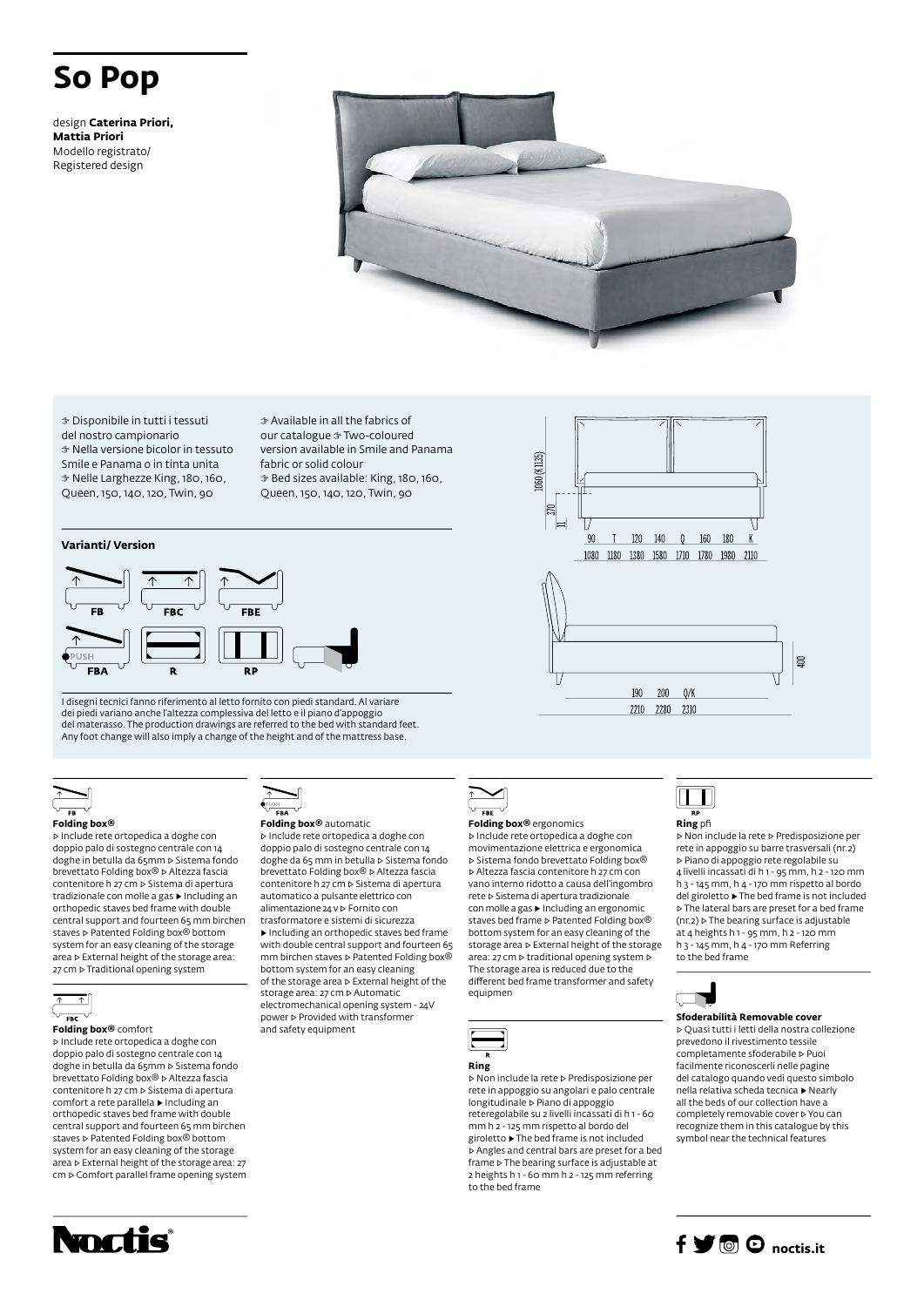# So Pop

design **Caterina Priori, Mattia Priori**
Modello registrato/
Registered design

- Disponibile in tutti i tessuti del nostro campionario
- Nella versione bicolor in tessuto Smile e Panama o in tinta unita
- Nelle Larghezze King, 180, 160, Queen, 150, 140, 120, Twin, 90

- Available in all the fabrics of our catalogue
- Two-coloured version available in Smile and Panama fabric or solid colour
- Bed sizes available: King, 180, 160, Queen, 150, 140, 120, Twin, 90

1060 (K1135)
370
111

| 90 | T | 120 | 140 | Q | 160 | 180 | K |
|---|---|---|---|---|---|---|---|
| 1080 | 1180 | 1380 | 1580 | 1710 | 1780 | 1980 | 2110 |

400

| 190 | 200 | Q/K |
|---|---|---|
| 2210 | 2280 | 2310 |

**Varianti/ Version**

FB — FBC — FBE — PUSH FBA — R — RP

I disegni tecnici fanno riferimento al letto fornito con piedi standard. Al variare dei piedi variano anche l'altezza complessiva del letto e il piano d'appoggio del materasso. The production drawings are referred to the bed with standard feet. Any foot change will also imply a change of the height and of the mattress base.

FB

**Folding box®**

▷ Include rete ortopedica a doghe con doppio palo di sostegno centrale con 14 doghe in betulla da 65mm ▷ Sistema fondo brevettato Folding box® ▷ Altezza fascia contenitore h 27 cm ▷ Sistema di apertura tradizionale con molle a gas ▶ Including an orthopedic staves bed frame with double central support and fourteen 65 mm birchen staves ▷ Patented Folding box® bottom system for an easy cleaning of the storage area ▷ External height of the storage area: 27 cm ▷ Traditional opening system

FBC

**Folding box®** comfort

▷ Include rete ortopedica a doghe con doppio palo di sostegno centrale con 14 doghe in betulla da 65mm ▷ Sistema fondo brevettato Folding box® ▷ Altezza fascia contenitore h 27 cm ▷ Sistema di apertura comfort a rete parallela ▶ Including an orthopedic staves bed frame with double central support and fourteen 65 mm birchen staves ▷ Patented Folding box® bottom system for an easy cleaning of the storage area ▷ External height of the storage area: 27 cm ▷ Comfort parallel frame opening system

PUSH FBA

**Folding box®** automatic

▷ Include rete ortopedica a doghe con doppio palo di sostegno centrale con 14 doghe da 65 mm in betulla ▷ Sistema fondo brevettato Folding box® ▷ Altezza fascia contenitore h 27 cm ▷ Sistema di apertura automatico a pulsante elettrico con alimentazione 24 v ▷ Fornito con trasformatore e sistemi di sicurezza ▶ Including an orthopedic staves bed frame with double central support and fourteen 65 mm birchen staves ▷ Patented Folding box® bottom system for an easy cleaning of the storage area ▷ External height of the storage area: 27 cm ▷ Automatic electromechanical opening system - 24V power ▷ Provided with transformer and safety equipment

FBE

**Folding box®** ergonomics

▷ Include rete ortopedica a doghe con movimentazione elettrica e ergonomica ▷ Sistema fondo brevettato Folding box® ▷ Altezza fascia contenitore h 27 cm con vano interno ridotto a causa dell'ingombro rete ▷ Sistema di apertura tradizionale con molle a gas ▶ Including an ergonomic staves bed frame ▷ Patented Folding box® bottom system for an easy cleaning of the storage area ▷ External height of the storage area: 27 cm ▷ traditional opening system ▷ The storage area is reduced due to the different bed frame transformer and safety equipmen

R

**Ring**

▷ Non include la rete ▷ Predisposizione per rete in appoggio su angolari e palo centrale longitudinale ▷ Piano di appoggio reteregolabile su 2 livelli incassati di h 1 - 60 mm h 2 - 125 mm rispetto al bordo del giroletto ▶ The bed frame is not included ▷ Angles and central bars are preset for a bed frame ▷ The bearing surface is adjustable at 2 heights h 1 - 60 mm h 2 - 125 mm referring to the bed frame

RP

**Ring** pfi

▷ Non include la rete ▷ Predisposizione per rete in appoggio su barre trasversali (nr.2) ▷ Piano di appoggio rete regolabile su 4 livelli incassati di h 1 - 95 mm, h 2 - 120 mm h 3 - 145 mm, h 4 - 170 mm rispetto al bordo del giroletto ▶ The bed frame is not included ▷ The lateral bars are preset for a bed frame (nr.2) ▷ The bearing surface is adjustable at 4 heights h 1 - 95 mm, h 2 - 120 mm h 3 - 145 mm, h 4 - 170 mm Referring to the bed frame

**Sfoderabilità Removable cover**

▷ Quasi tutti i letti della nostra collezione prevedono il rivestimento tessile completamente sfoderabile ▷ Puoi facilmente riconoscerli nelle pagine del catalogo quando vedi questo simbolo nella relativa scheda tecnica ▶ Nearly all the beds of our collection have a completely removable cover ▷ You can recognize them in this catalogue by this symbol near the technical features

Noctis®

noctis.it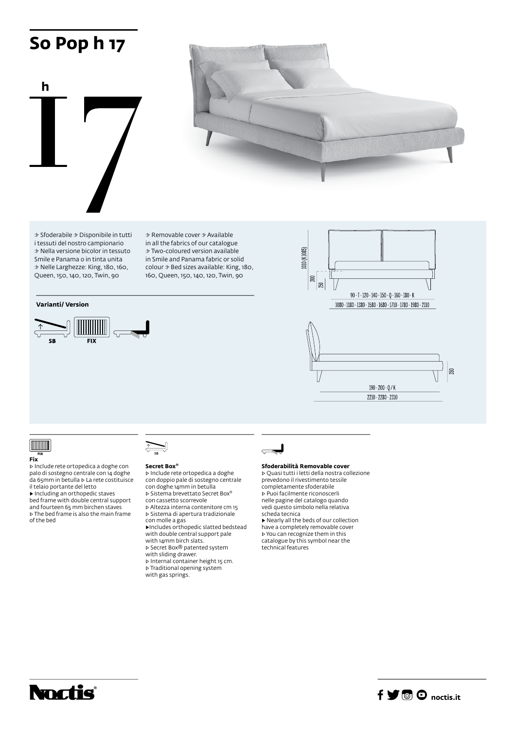# So Pop h 17

h

17

⊳ Sfoderabile ⊳ Disponibile in tutti i tessuti del nostro campionario ⊳ Nella versione bicolor in tessuto Smile e Panama o in tinta unita ⊳ Nelle Larghezze: King, 180, 160, Queen, 150, 140, 120, Twin, 90

⊳ Removable cover ⊳ Available in all the fabrics of our catalogue ⊳ Two-coloured version available in Smile and Panama fabric or solid colour ⊳ Bed sizes available: King, 180, 160, Queen, 150, 140, 120, Twin, 90

1010 (K 1085)

300

250

90 - T - 120 - 140 - 150 - Q - 160 - 180 - K

1080 - 1180 - 1380 - 1580 - 1680 - 1710 - 1780 - 1980 - 2110

350

190 - 200 - Q / K

2210 - 2280 - 2310

**Varianti/ Version**

SB FIX

**Fix**

▷ Include rete ortopedica a doghe con palo di sostegno centrale con 14 doghe da 65mm in betulla ▷ La rete costituisce il telaio portante del letto
▶ Including an orthopedic staves bed frame with double central support and fourteen 65 mm birchen staves ▷ The bed frame is also the main frame of the bed

**Secret Box®**

▷ Include rete ortopedica a doghe con doppio pale di sostegno centrale con doghe 14mm in betulla
▷ Sistema brevettato Secret Box® con cassetto scorrevole
▷ Altezza interna contenitore cm 15
▷ Sistema di apertura tradizionale con molle a gas
▶Includes orthopedic slatted bedstead with double central support pale with 14mm birch slats.
▷ Secret Box® patented system with sliding drawer.
▷ Internal container height 15 cm.
▷ Traditional opening system with gas springs.

**Sfoderabilità Removable cover**

▷ Quasi tutti i letti della nostra collezione prevedono il rivestimento tessile completamente sfoderabile
▷ Puoi facilmente riconoscerli nelle pagine del catalogo quando vedi questo simbolo nella relativa scheda tecnica
▶ Nearly all the beds of our collection have a completely removable cover
▷ You can recognize them in this catalogue by this symbol near the technical features

Noctis®

noctis.it